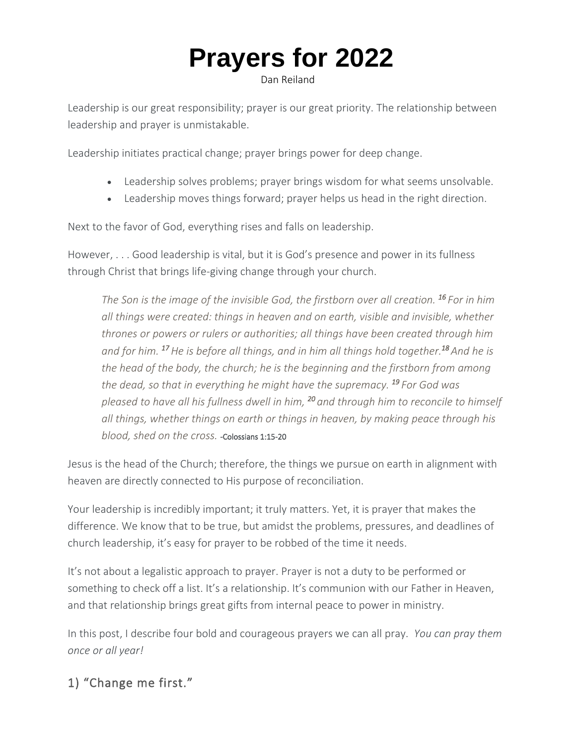# Prayers for 2022

Dan Reiland

Leadership is our great responsibility; prayer is our great priority. The relationship between leadership and prayer is unmistakable.

Leadership initiates practical change; prayer brings power for deep change.

- Leadership solves problems; prayer brings wisdom for what seems unsolvable.
- Leadership moves things forward; prayer helps us head in the right direction.

Next to the favor of God, everything rises and falls on leadership.

However, . . . Good leadership is vital, but it is God's presence and power in its fullness through Christ that brings life-giving change through your church.

> *The Son is the image of the invisible God, the firstborn over all creation.* ***[16]*** *For in him all things were created: things in heaven and on earth, visible and invisible, whether thrones or powers or rulers or authorities; all things have been created through him and for him.* ***[17]*** *He is before all things, and in him all things hold together.* ***[18]*** *And he is the head of the body, the church; he is the beginning and the firstborn from among the dead, so that in everything he might have the supremacy.* ***[19]*** *For God was pleased to have all his fullness dwell in him,* ***[20]*** *and through him to reconcile to himself all things, whether things on earth or things in heaven, by making peace through his blood, shed on the cross.* -Colossians 1:15-20

Jesus is the head of the Church; therefore, the things we pursue on earth in alignment with heaven are directly connected to His purpose of reconciliation.

Your leadership is incredibly important; it truly matters. Yet, it is prayer that makes the difference. We know that to be true, but amidst the problems, pressures, and deadlines of church leadership, it's easy for prayer to be robbed of the time it needs.

It's not about a legalistic approach to prayer. Prayer is not a duty to be performed or something to check off a list. It's a relationship. It's communion with our Father in Heaven, and that relationship brings great gifts from internal peace to power in ministry.

In this post, I describe four bold and courageous prayers we can all pray. *You can pray them once or all year!*

## 1) "Change me first."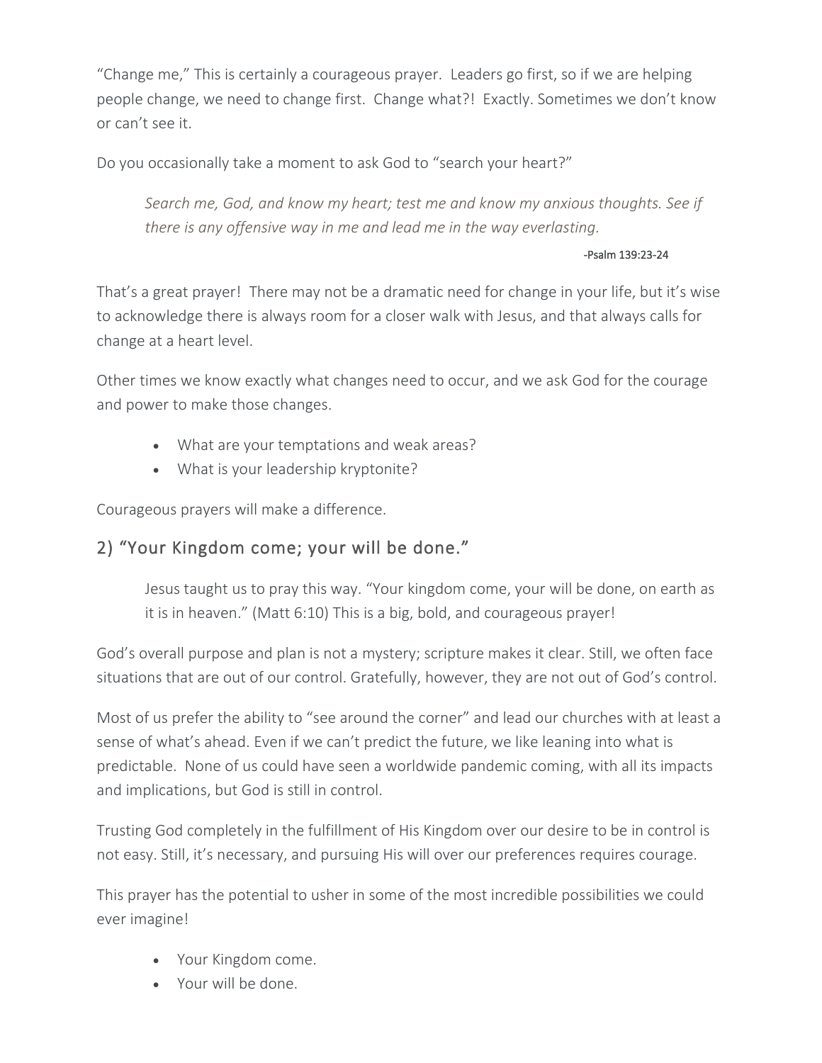"Change me," This is certainly a courageous prayer. Leaders go first, so if we are helping people change, we need to change first. Change what?! Exactly. Sometimes we don't know or can't see it.

Do you occasionally take a moment to ask God to "search your heart?"

> *Search me, God, and know my heart; test me and know my anxious thoughts. See if there is any offensive way in me and lead me in the way everlasting.*
>
> -Psalm 139:23-24

That's a great prayer! There may not be a dramatic need for change in your life, but it's wise to acknowledge there is always room for a closer walk with Jesus, and that always calls for change at a heart level.

Other times we know exactly what changes need to occur, and we ask God for the courage and power to make those changes.

- What are your temptations and weak areas?
- What is your leadership kryptonite?

Courageous prayers will make a difference.

## 2) "Your Kingdom come; your will be done."

> Jesus taught us to pray this way. "Your kingdom come, your will be done, on earth as it is in heaven." (Matt 6:10) This is a big, bold, and courageous prayer!

God's overall purpose and plan is not a mystery; scripture makes it clear. Still, we often face situations that are out of our control. Gratefully, however, they are not out of God's control.

Most of us prefer the ability to "see around the corner" and lead our churches with at least a sense of what's ahead. Even if we can't predict the future, we like leaning into what is predictable. None of us could have seen a worldwide pandemic coming, with all its impacts and implications, but God is still in control.

Trusting God completely in the fulfillment of His Kingdom over our desire to be in control is not easy. Still, it's necessary, and pursuing His will over our preferences requires courage.

This prayer has the potential to usher in some of the most incredible possibilities we could ever imagine!

- Your Kingdom come.
- Your will be done.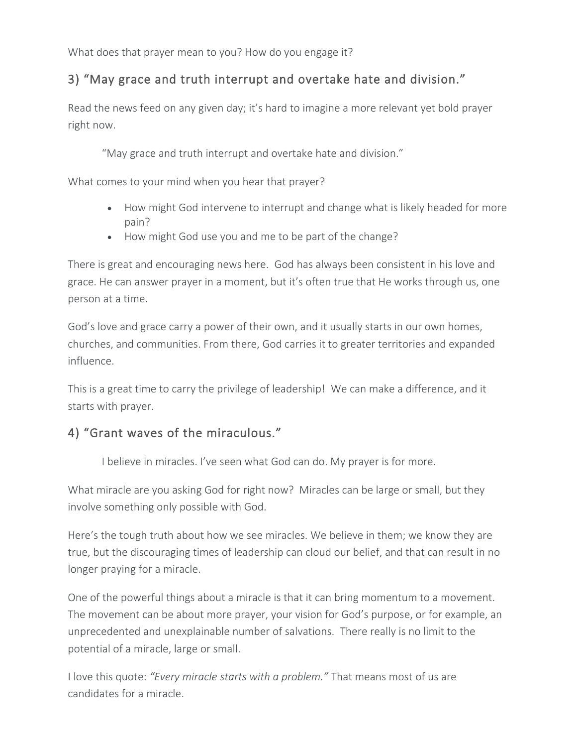What does that prayer mean to you? How do you engage it?

## 3) "May grace and truth interrupt and overtake hate and division."

Read the news feed on any given day; it's hard to imagine a more relevant yet bold prayer right now.

> "May grace and truth interrupt and overtake hate and division."

What comes to your mind when you hear that prayer?

- How might God intervene to interrupt and change what is likely headed for more pain?
- How might God use you and me to be part of the change?

There is great and encouraging news here. God has always been consistent in his love and grace. He can answer prayer in a moment, but it's often true that He works through us, one person at a time.

God's love and grace carry a power of their own, and it usually starts in our own homes, churches, and communities. From there, God carries it to greater territories and expanded influence.

This is a great time to carry the privilege of leadership! We can make a difference, and it starts with prayer.

## 4) "Grant waves of the miraculous."

> I believe in miracles. I've seen what God can do. My prayer is for more.

What miracle are you asking God for right now? Miracles can be large or small, but they involve something only possible with God.

Here's the tough truth about how we see miracles. We believe in them; we know they are true, but the discouraging times of leadership can cloud our belief, and that can result in no longer praying for a miracle.

One of the powerful things about a miracle is that it can bring momentum to a movement. The movement can be about more prayer, your vision for God's purpose, or for example, an unprecedented and unexplainable number of salvations. There really is no limit to the potential of a miracle, large or small.

I love this quote: *"Every miracle starts with a problem."* That means most of us are candidates for a miracle.